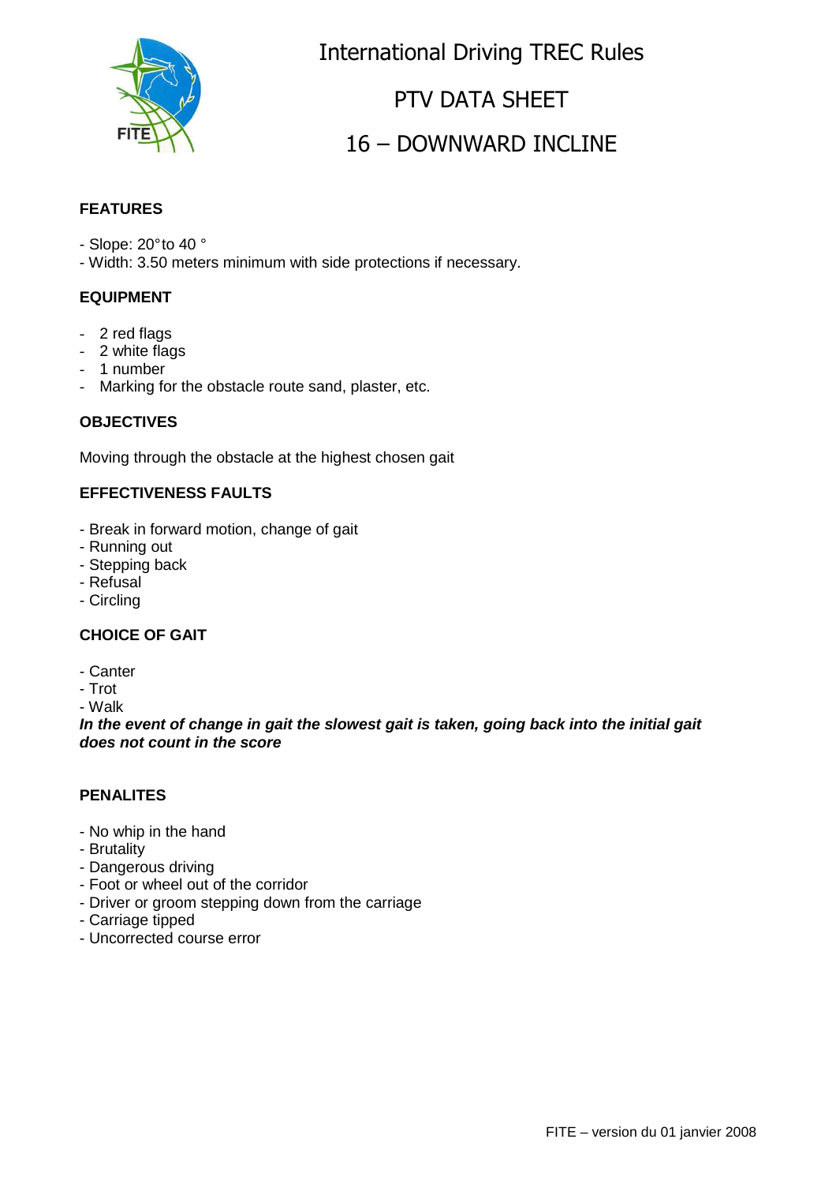# International Driving TREC Rules

## PTV DATA SHEET

## 16 – DOWNWARD INCLINE

### FEATURES

- Slope: 20° to 40 °
- Width: 3.50 meters minimum with side protections if necessary.

### EQUIPMENT

- 2 red flags
- 2 white flags
- 1 number
- Marking for the obstacle route sand, plaster, etc.

### OBJECTIVES

Moving through the obstacle at the highest chosen gait

### EFFECTIVENESS FAULTS

- Break in forward motion, change of gait
- Running out
- Stepping back
- Refusal
- Circling

### CHOICE OF GAIT

- Canter
- Trot
- Walk

***In the event of change in gait the slowest gait is taken, going back into the initial gait does not count in the score***

### PENALITES

- No whip in the hand
- Brutality
- Dangerous driving
- Foot or wheel out of the corridor
- Driver or groom stepping down from the carriage
- Carriage tipped
- Uncorrected course error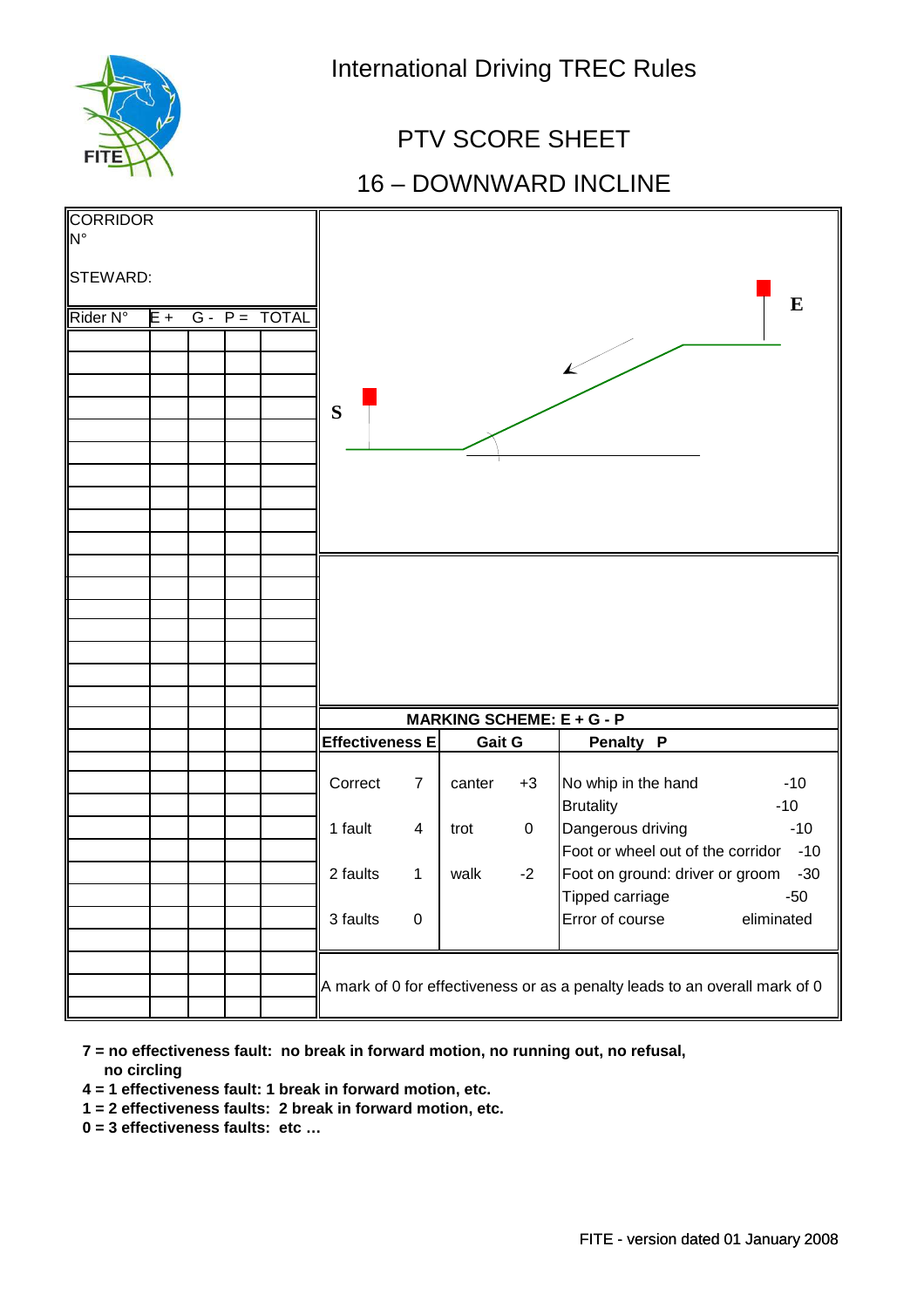# International Driving TREC Rules

## PTV SCORE SHEET

## 16 – DOWNWARD INCLINE

CORRIDOR N°

STEWARD:

| Rider N° | E + | G - | P = | TOTAL |
|---|---|---|---|---|
| | | | | |
| | | | | |
| | | | | |
| | | | | |
| | | | | |
| | | | | |
| | | | | |
| | | | | |
| | | | | |
| | | | | |
| | | | | |
| | | | | |
| | | | | |
| | | | | |
| | | | | |
| | | | | |
| | | | | |
| | | | | |
| | | | | |
| | | | | |
| | | | | |
| | | | | |
| | | | | |
| | | | | |
| | | | | |
| | | | | |
| | | | | |
| | | | | |
| | | | | |
| | | | | |
| | | | | |

S

E

**MARKING SCHEME: E + G - P**

| **Effectiveness E** | | **Gait G** | | **Penalty P** | |
|---|---|---|---|---|---|
| Correct | 7 | canter | +3 | No whip in the hand | -10 |
| | | | | Brutality | -10 |
| 1 fault | 4 | trot | 0 | Dangerous driving | -10 |
| | | | | Foot or wheel out of the corridor | -10 |
| 2 faults | 1 | walk | -2 | Foot on ground: driver or groom | -30 |
| | | | | Tipped carriage | -50 |
| 3 faults | 0 | | | Error of course | eliminated |

A mark of 0 for effectiveness or as a penalty leads to an overall mark of 0

**7 = no effectiveness fault: no break in forward motion, no running out, no refusal, no circling**
**4 = 1 effectiveness fault: 1 break in forward motion, etc.**
**1 = 2 effectiveness faults: 2 break in forward motion, etc.**
**0 = 3 effectiveness faults: etc …**

FITE - version dated 01 January 2008